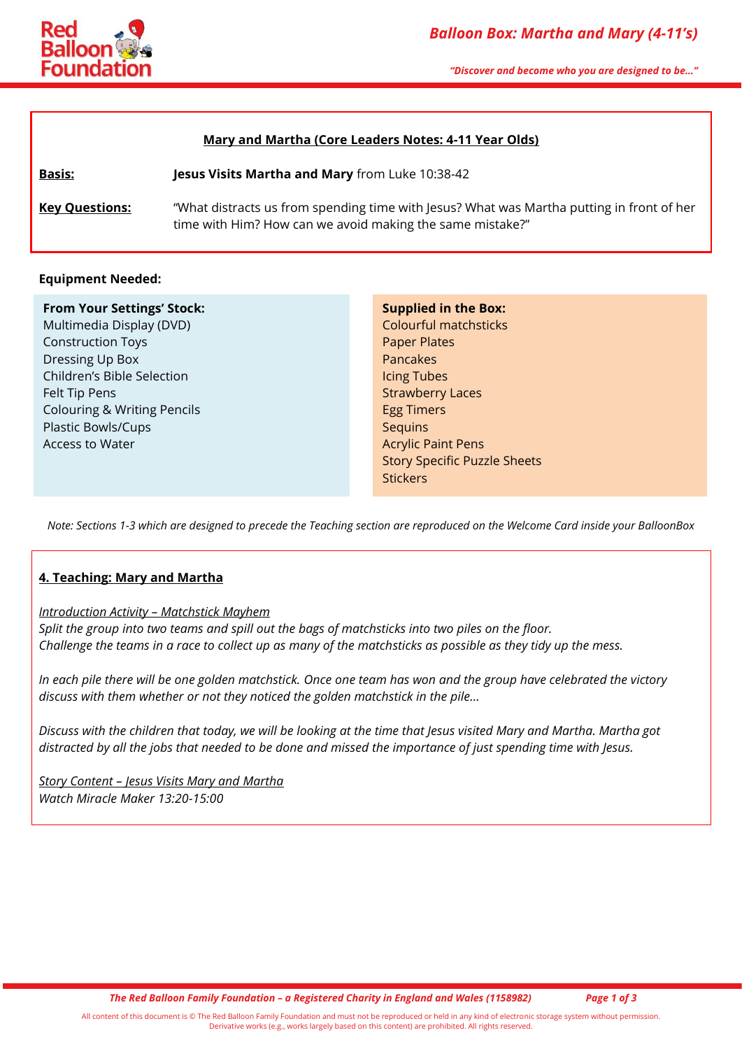## Mary and Martha (Core Leaders Notes: 4-11 Year Olds)

**Basis:** **Jesus Visits Martha and Mary** from Luke 10:38-42

**Key Questions:** "What distracts us from spending time with Jesus? What was Martha putting in front of her time with Him? How can we avoid making the same mistake?"

**Equipment Needed:**

| From Your Settings' Stock: | Supplied in the Box: |
|---|---|
| Multimedia Display (DVD) | Colourful matchsticks |
| Construction Toys | Paper Plates |
| Dressing Up Box | Pancakes |
| Children's Bible Selection | Icing Tubes |
| Felt Tip Pens | Strawberry Laces |
| Colouring & Writing Pencils | Egg Timers |
| Plastic Bowls/Cups | Sequins |
| Access to Water | Acrylic Paint Pens |
| | Story Specific Puzzle Sheets |
| | Stickers |

*Note: Sections 1-3 which are designed to precede the Teaching section are reproduced on the Welcome Card inside your BalloonBox*

## 4. Teaching: Mary and Martha

*Introduction Activity – Matchstick Mayhem*
*Split the group into two teams and spill out the bags of matchsticks into two piles on the floor.*
*Challenge the teams in a race to collect up as many of the matchsticks as possible as they tidy up the mess.*

*In each pile there will be one golden matchstick. Once one team has won and the group have celebrated the victory discuss with them whether or not they noticed the golden matchstick in the pile…*

*Discuss with the children that today, we will be looking at the time that Jesus visited Mary and Martha. Martha got distracted by all the jobs that needed to be done and missed the importance of just spending time with Jesus.*

*Story Content – Jesus Visits Mary and Martha*
*Watch Miracle Maker 13:20-15:00*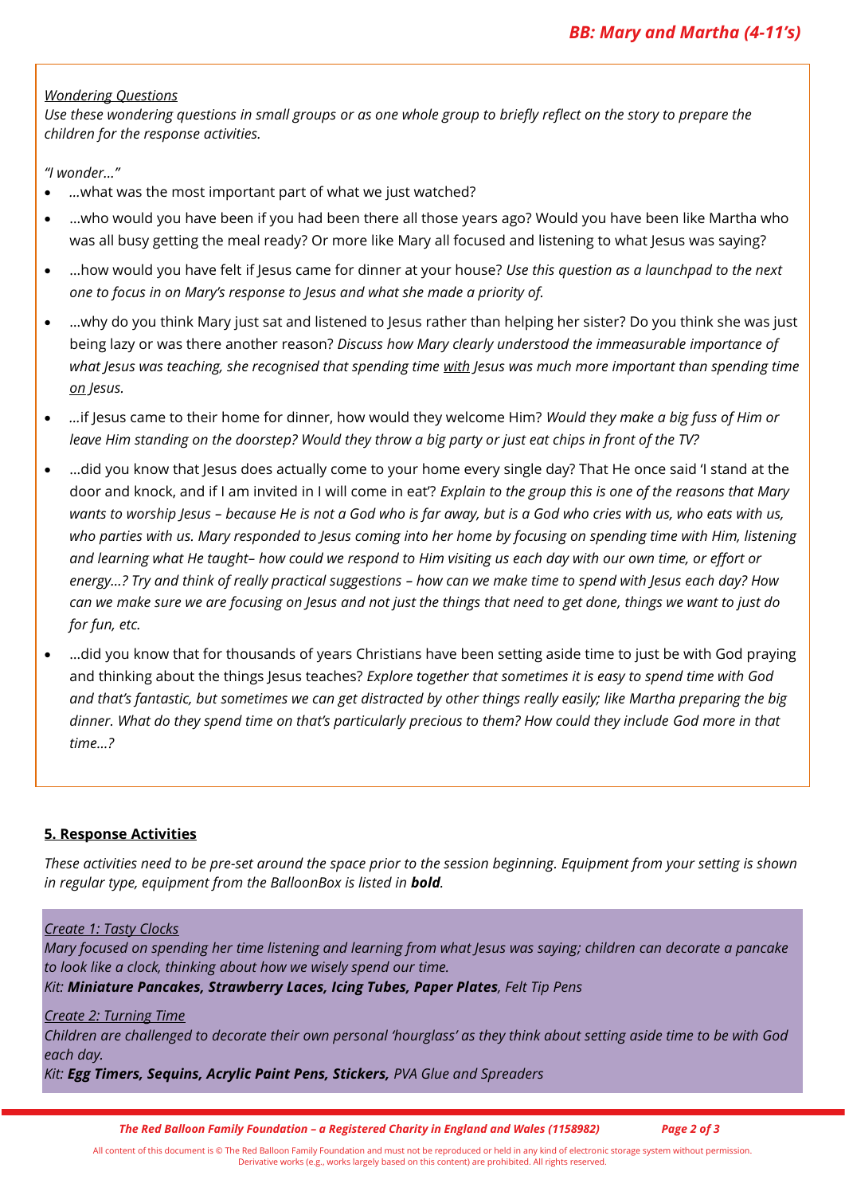*Wondering Questions*

*Use these wondering questions in small groups or as one whole group to briefly reflect on the story to prepare the children for the response activities.*

*"I wonder…"*

- …what was the most important part of what we just watched?
- …who would you have been if you had been there all those years ago? Would you have been like Martha who was all busy getting the meal ready? Or more like Mary all focused and listening to what Jesus was saying?
- …how would you have felt if Jesus came for dinner at your house? *Use this question as a launchpad to the next one to focus in on Mary's response to Jesus and what she made a priority of.*
- …why do you think Mary just sat and listened to Jesus rather than helping her sister? Do you think she was just being lazy or was there another reason? *Discuss how Mary clearly understood the immeasurable importance of what Jesus was teaching, she recognised that spending time with Jesus was much more important than spending time on Jesus.*
- …if Jesus came to their home for dinner, how would they welcome Him? *Would they make a big fuss of Him or leave Him standing on the doorstep? Would they throw a big party or just eat chips in front of the TV?*
- …did you know that Jesus does actually come to your home every single day? That He once said 'I stand at the door and knock, and if I am invited in I will come in eat'? *Explain to the group this is one of the reasons that Mary wants to worship Jesus – because He is not a God who is far away, but is a God who cries with us, who eats with us, who parties with us. Mary responded to Jesus coming into her home by focusing on spending time with Him, listening and learning what He taught– how could we respond to Him visiting us each day with our own time, or effort or energy…? Try and think of really practical suggestions – how can we make time to spend with Jesus each day? How can we make sure we are focusing on Jesus and not just the things that need to get done, things we want to just do for fun, etc.*
- …did you know that for thousands of years Christians have been setting aside time to just be with God praying and thinking about the things Jesus teaches? *Explore together that sometimes it is easy to spend time with God and that's fantastic, but sometimes we can get distracted by other things really easily; like Martha preparing the big dinner. What do they spend time on that's particularly precious to them? How could they include God more in that time…?*

## 5. Response Activities

*These activities need to be pre-set around the space prior to the session beginning. Equipment from your setting is shown in regular type, equipment from the BalloonBox is listed in **bold**.*

*Create 1: Tasty Clocks*

*Mary focused on spending her time listening and learning from what Jesus was saying; children can decorate a pancake to look like a clock, thinking about how we wisely spend our time.*

*Kit: **Miniature Pancakes, Strawberry Laces, Icing Tubes, Paper Plates**, Felt Tip Pens*

*Create 2: Turning Time*

*Children are challenged to decorate their own personal 'hourglass' as they think about setting aside time to be with God each day.*

*Kit: **Egg Timers, Sequins, Acrylic Paint Pens, Stickers,** PVA Glue and Spreaders*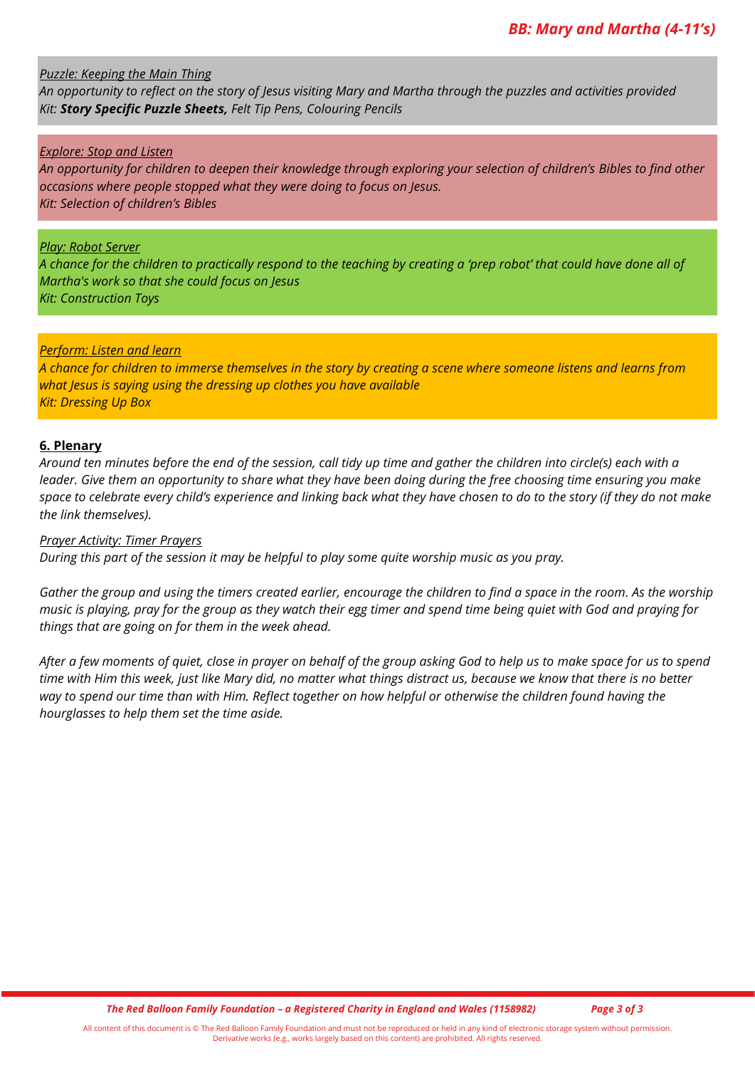*Puzzle: Keeping the Main Thing*
*An opportunity to reflect on the story of Jesus visiting Mary and Martha through the puzzles and activities provided*
*Kit: **Story Specific Puzzle Sheets,** Felt Tip Pens, Colouring Pencils*

*Explore: Stop and Listen*
*An opportunity for children to deepen their knowledge through exploring your selection of children's Bibles to find other occasions where people stopped what they were doing to focus on Jesus.*
*Kit: Selection of children's Bibles*

*Play: Robot Server*
*A chance for the children to practically respond to the teaching by creating a 'prep robot' that could have done all of Martha's work so that she could focus on Jesus*
*Kit: Construction Toys*

*Perform: Listen and learn*
*A chance for children to immerse themselves in the story by creating a scene where someone listens and learns from what Jesus is saying using the dressing up clothes you have available*
*Kit: Dressing Up Box*

## 6. Plenary

*Around ten minutes before the end of the session, call tidy up time and gather the children into circle(s) each with a leader. Give them an opportunity to share what they have been doing during the free choosing time ensuring you make space to celebrate every child's experience and linking back what they have chosen to do to the story (if they do not make the link themselves).*

*Prayer Activity: Timer Prayers*
*During this part of the session it may be helpful to play some quite worship music as you pray.*

*Gather the group and using the timers created earlier, encourage the children to find a space in the room. As the worship music is playing, pray for the group as they watch their egg timer and spend time being quiet with God and praying for things that are going on for them in the week ahead.*

*After a few moments of quiet, close in prayer on behalf of the group asking God to help us to make space for us to spend time with Him this week, just like Mary did, no matter what things distract us, because we know that there is no better way to spend our time than with Him. Reflect together on how helpful or otherwise the children found having the hourglasses to help them set the time aside.*